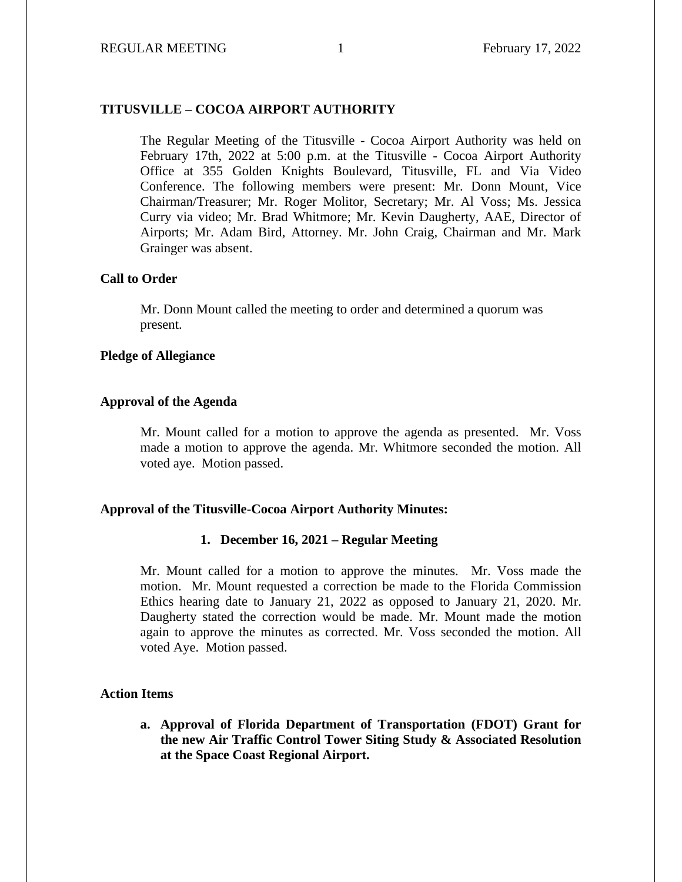## TITUSVILLE – COCOA AIRPORT AUTHORITY

The Regular Meeting of the Titusville - Cocoa Airport Authority was held on February 17th, 2022 at 5:00 p.m. at the Titusville - Cocoa Airport Authority Office at 355 Golden Knights Boulevard, Titusville, FL and Via Video Conference. The following members were present: Mr. Donn Mount, Vice Chairman/Treasurer; Mr. Roger Molitor, Secretary; Mr. Al Voss; Ms. Jessica Curry via video; Mr. Brad Whitmore; Mr. Kevin Daugherty, AAE, Director of Airports; Mr. Adam Bird, Attorney. Mr. John Craig, Chairman and Mr. Mark Grainger was absent.

### Call to Order

Mr. Donn Mount called the meeting to order and determined a quorum was present.

### Pledge of Allegiance

### Approval of the Agenda

Mr. Mount called for a motion to approve the agenda as presented. Mr. Voss made a motion to approve the agenda. Mr. Whitmore seconded the motion. All voted aye. Motion passed.

### Approval of the Titusville-Cocoa Airport Authority Minutes:

1. **December 16, 2021 – Regular Meeting**

Mr. Mount called for a motion to approve the minutes. Mr. Voss made the motion. Mr. Mount requested a correction be made to the Florida Commission Ethics hearing date to January 21, 2022 as opposed to January 21, 2020. Mr. Daugherty stated the correction would be made. Mr. Mount made the motion again to approve the minutes as corrected. Mr. Voss seconded the motion. All voted Aye. Motion passed.

### Action Items

a. **Approval of Florida Department of Transportation (FDOT) Grant for the new Air Traffic Control Tower Siting Study & Associated Resolution at the Space Coast Regional Airport.**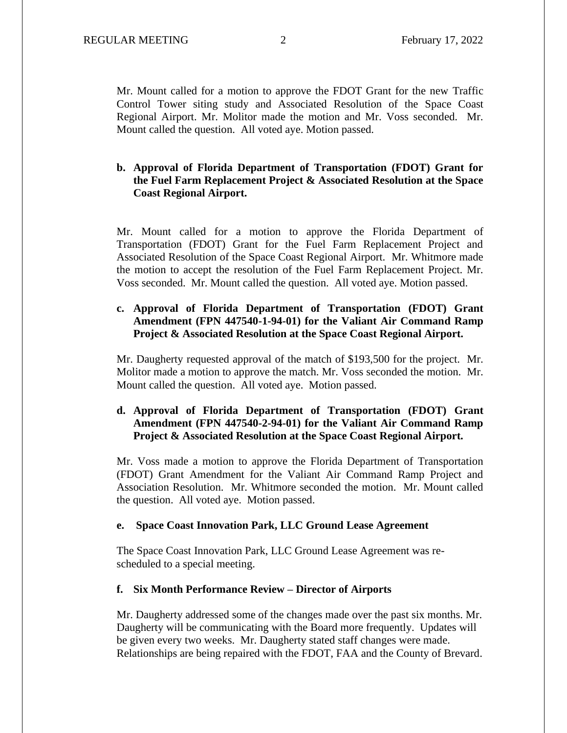Mr. Mount called for a motion to approve the FDOT Grant for the new Traffic Control Tower siting study and Associated Resolution of the Space Coast Regional Airport. Mr. Molitor made the motion and Mr. Voss seconded. Mr. Mount called the question. All voted aye. Motion passed.

**b. Approval of Florida Department of Transportation (FDOT) Grant for the Fuel Farm Replacement Project & Associated Resolution at the Space Coast Regional Airport.**

Mr. Mount called for a motion to approve the Florida Department of Transportation (FDOT) Grant for the Fuel Farm Replacement Project and Associated Resolution of the Space Coast Regional Airport. Mr. Whitmore made the motion to accept the resolution of the Fuel Farm Replacement Project. Mr. Voss seconded. Mr. Mount called the question. All voted aye. Motion passed.

**c. Approval of Florida Department of Transportation (FDOT) Grant Amendment (FPN 447540-1-94-01) for the Valiant Air Command Ramp Project & Associated Resolution at the Space Coast Regional Airport.**

Mr. Daugherty requested approval of the match of $193,500 for the project. Mr. Molitor made a motion to approve the match. Mr. Voss seconded the motion. Mr. Mount called the question. All voted aye. Motion passed.

**d. Approval of Florida Department of Transportation (FDOT) Grant Amendment (FPN 447540-2-94-01) for the Valiant Air Command Ramp Project & Associated Resolution at the Space Coast Regional Airport.**

Mr. Voss made a motion to approve the Florida Department of Transportation (FDOT) Grant Amendment for the Valiant Air Command Ramp Project and Association Resolution. Mr. Whitmore seconded the motion. Mr. Mount called the question. All voted aye. Motion passed.

**e. Space Coast Innovation Park, LLC Ground Lease Agreement**

The Space Coast Innovation Park, LLC Ground Lease Agreement was re-scheduled to a special meeting.

**f. Six Month Performance Review – Director of Airports**

Mr. Daugherty addressed some of the changes made over the past six months. Mr. Daugherty will be communicating with the Board more frequently. Updates will be given every two weeks. Mr. Daugherty stated staff changes were made. Relationships are being repaired with the FDOT, FAA and the County of Brevard.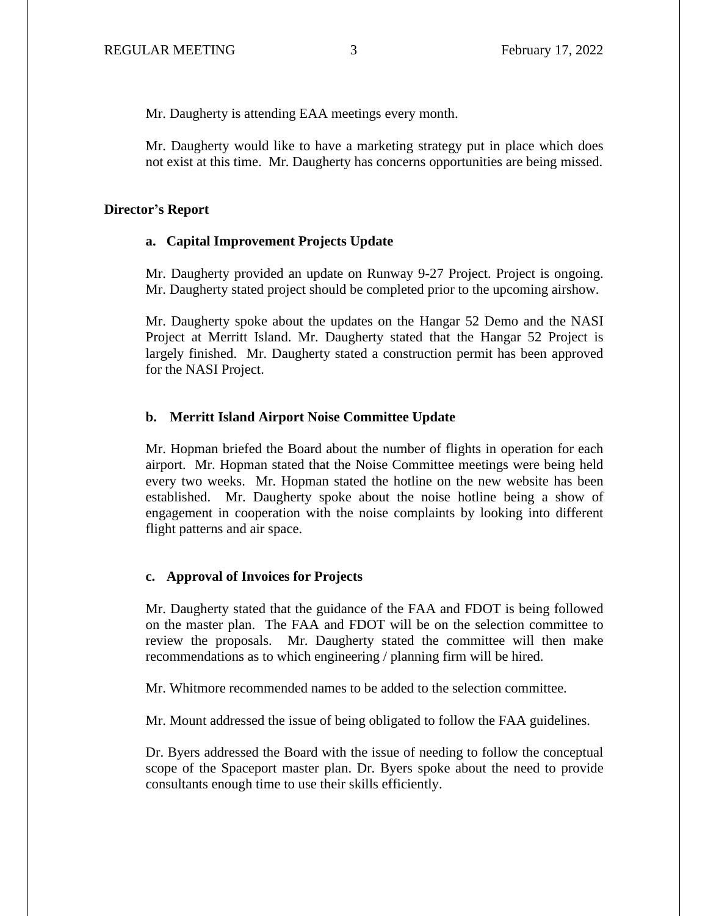Mr. Daugherty is attending EAA meetings every month.

Mr. Daugherty would like to have a marketing strategy put in place which does not exist at this time. Mr. Daugherty has concerns opportunities are being missed.

**Director's Report**

**a. Capital Improvement Projects Update**

Mr. Daugherty provided an update on Runway 9-27 Project. Project is ongoing. Mr. Daugherty stated project should be completed prior to the upcoming airshow.

Mr. Daugherty spoke about the updates on the Hangar 52 Demo and the NASI Project at Merritt Island. Mr. Daugherty stated that the Hangar 52 Project is largely finished. Mr. Daugherty stated a construction permit has been approved for the NASI Project.

**b. Merritt Island Airport Noise Committee Update**

Mr. Hopman briefed the Board about the number of flights in operation for each airport. Mr. Hopman stated that the Noise Committee meetings were being held every two weeks. Mr. Hopman stated the hotline on the new website has been established. Mr. Daugherty spoke about the noise hotline being a show of engagement in cooperation with the noise complaints by looking into different flight patterns and air space.

**c. Approval of Invoices for Projects**

Mr. Daugherty stated that the guidance of the FAA and FDOT is being followed on the master plan. The FAA and FDOT will be on the selection committee to review the proposals. Mr. Daugherty stated the committee will then make recommendations as to which engineering / planning firm will be hired.

Mr. Whitmore recommended names to be added to the selection committee.

Mr. Mount addressed the issue of being obligated to follow the FAA guidelines.

Dr. Byers addressed the Board with the issue of needing to follow the conceptual scope of the Spaceport master plan. Dr. Byers spoke about the need to provide consultants enough time to use their skills efficiently.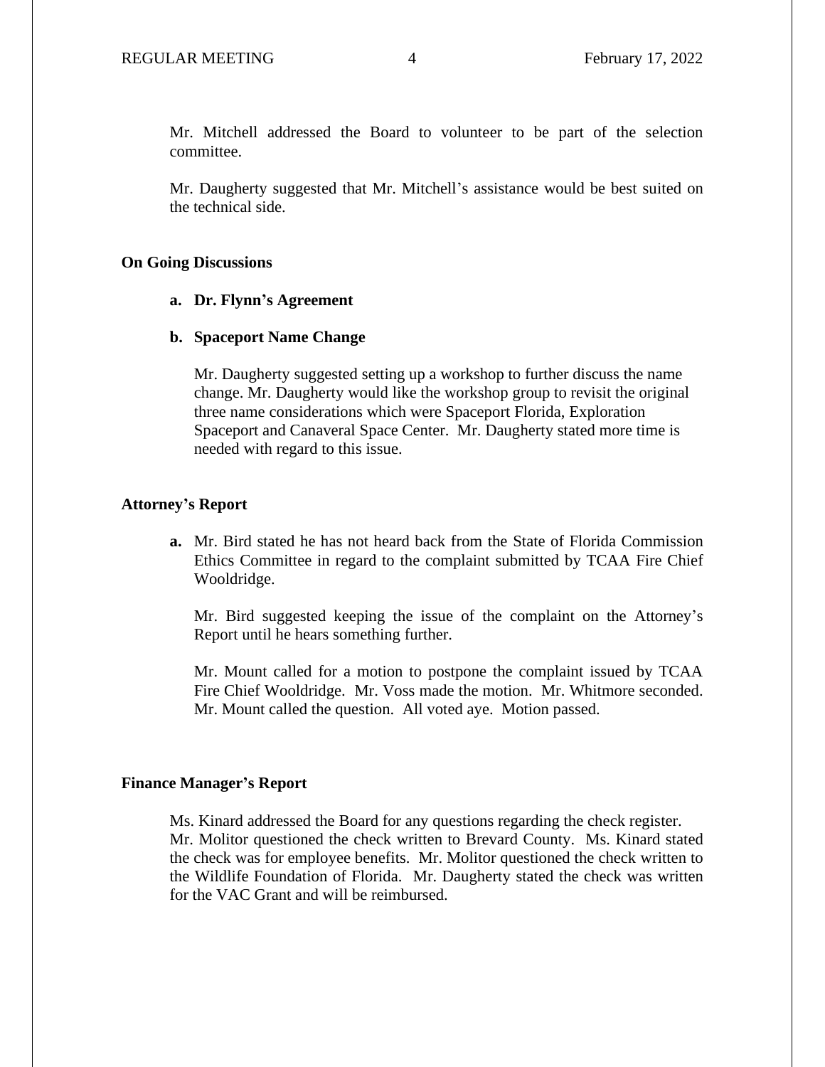Mr. Mitchell addressed the Board to volunteer to be part of the selection committee.

Mr. Daugherty suggested that Mr. Mitchell's assistance would be best suited on the technical side.

**On Going Discussions**

**a. Dr. Flynn's Agreement**

**b. Spaceport Name Change**

Mr. Daugherty suggested setting up a workshop to further discuss the name change. Mr. Daugherty would like the workshop group to revisit the original three name considerations which were Spaceport Florida, Exploration Spaceport and Canaveral Space Center. Mr. Daugherty stated more time is needed with regard to this issue.

**Attorney's Report**

**a.** Mr. Bird stated he has not heard back from the State of Florida Commission Ethics Committee in regard to the complaint submitted by TCAA Fire Chief Wooldridge.

Mr. Bird suggested keeping the issue of the complaint on the Attorney's Report until he hears something further.

Mr. Mount called for a motion to postpone the complaint issued by TCAA Fire Chief Wooldridge. Mr. Voss made the motion. Mr. Whitmore seconded. Mr. Mount called the question. All voted aye. Motion passed.

**Finance Manager's Report**

Ms. Kinard addressed the Board for any questions regarding the check register. Mr. Molitor questioned the check written to Brevard County. Ms. Kinard stated the check was for employee benefits. Mr. Molitor questioned the check written to the Wildlife Foundation of Florida. Mr. Daugherty stated the check was written for the VAC Grant and will be reimbursed.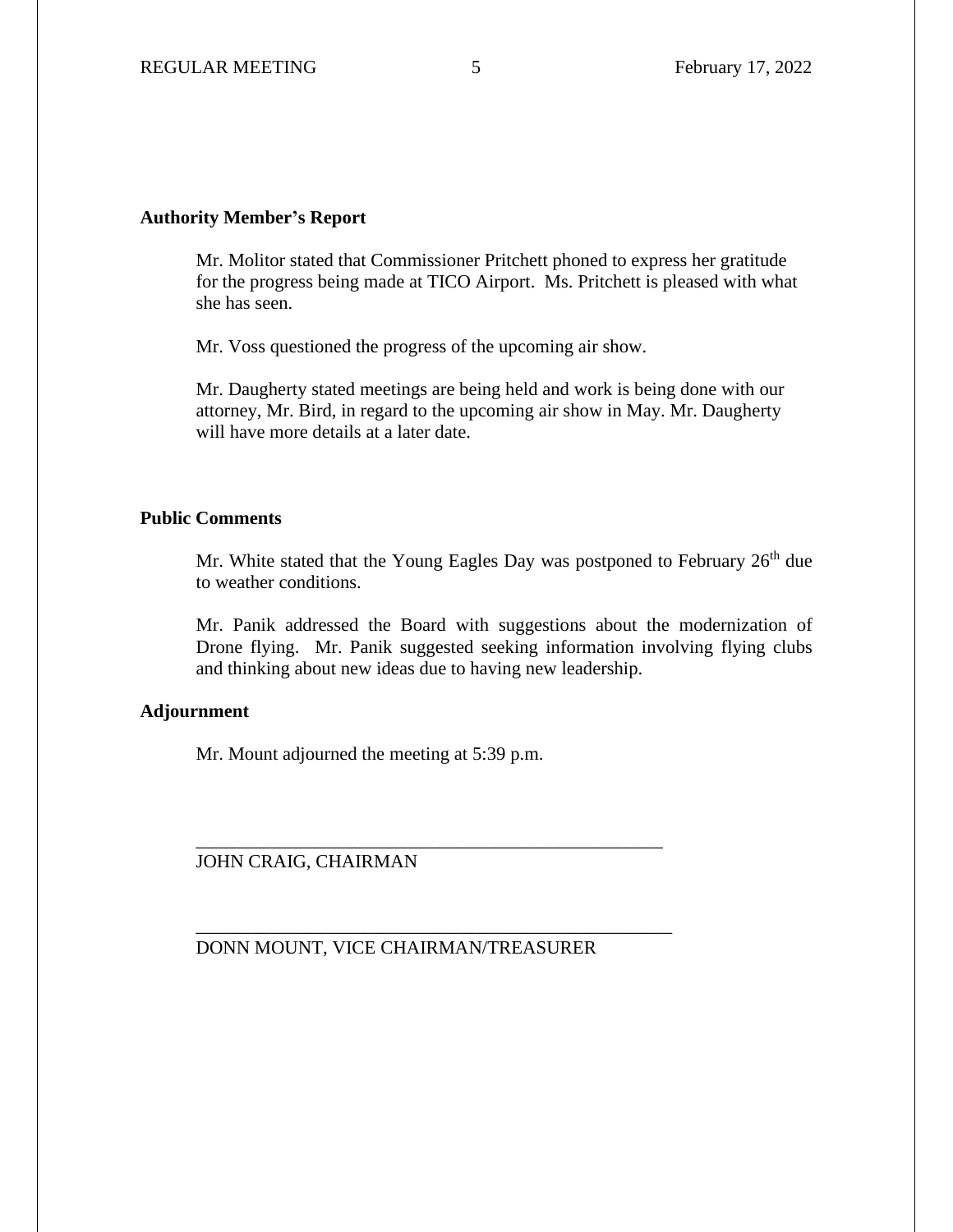**Authority Member's Report**

Mr. Molitor stated that Commissioner Pritchett phoned to express her gratitude for the progress being made at TICO Airport. Ms. Pritchett is pleased with what she has seen.

Mr. Voss questioned the progress of the upcoming air show.

Mr. Daugherty stated meetings are being held and work is being done with our attorney, Mr. Bird, in regard to the upcoming air show in May. Mr. Daugherty will have more details at a later date.

**Public Comments**

Mr. White stated that the Young Eagles Day was postponed to February 26th due to weather conditions.

Mr. Panik addressed the Board with suggestions about the modernization of Drone flying. Mr. Panik suggested seeking information involving flying clubs and thinking about new ideas due to having new leadership.

**Adjournment**

Mr. Mount adjourned the meeting at 5:39 p.m.

\_\_\_\_\_\_\_\_\_\_\_\_\_\_\_\_\_\_\_\_\_\_\_\_\_\_\_\_\_\_\_\_\_\_\_\_\_\_\_\_\_\_\_\_\_\_\_\_

JOHN CRAIG, CHAIRMAN

\_\_\_\_\_\_\_\_\_\_\_\_\_\_\_\_\_\_\_\_\_\_\_\_\_\_\_\_\_\_\_\_\_\_\_\_\_\_\_\_\_\_\_\_\_\_\_\_

DONN MOUNT, VICE CHAIRMAN/TREASURER